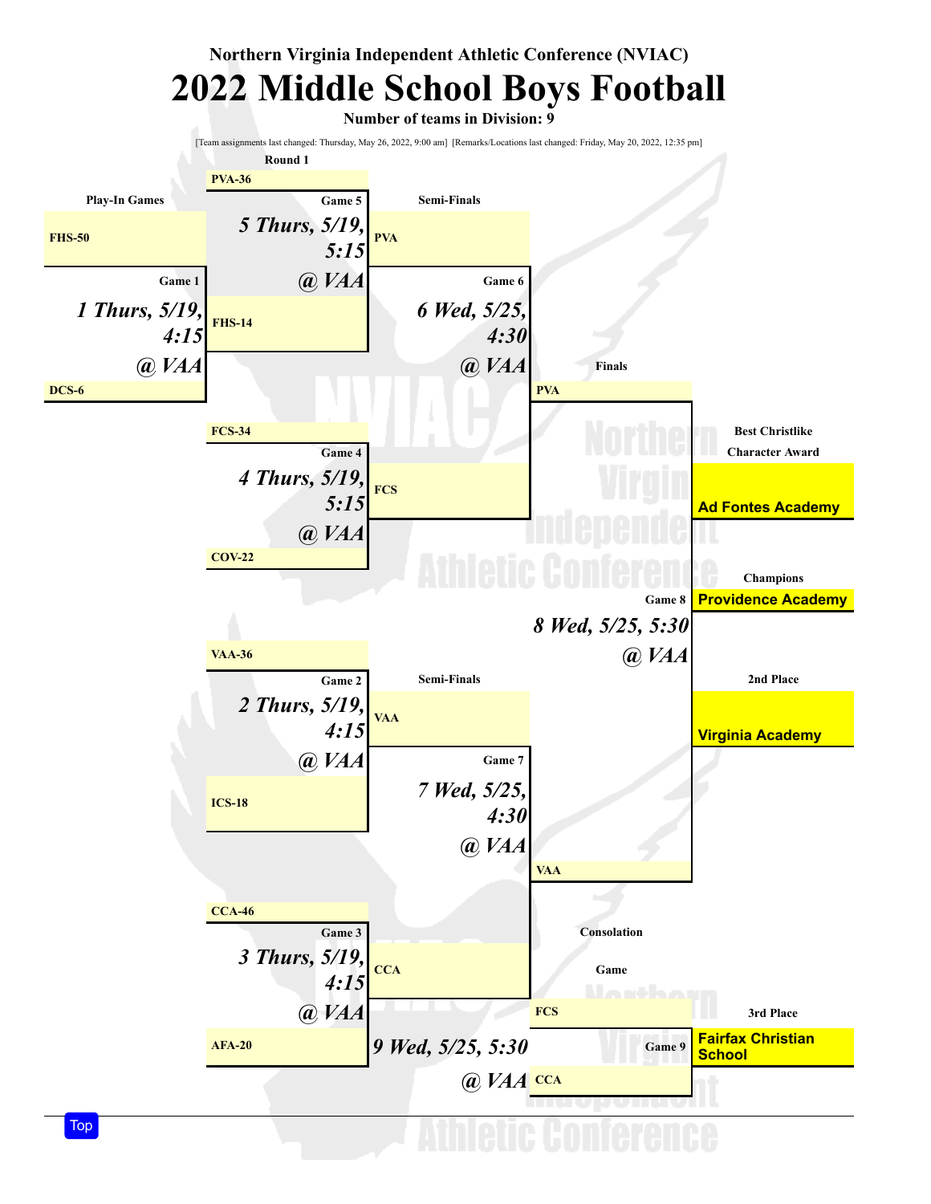**Northern Virginia Independent Athletic Conference (NVIAC)**

# 2022 Middle School Boys Football

**Number of teams in Division: 9**

[Team assignments last changed: Thursday, May 26, 2022, 9:00 am] [Remarks/Locations last changed: Friday, May 20, 2022, 12:35 pm]

### Play-In Games

**Game 1** — *1 Thurs, 5/19, 4:15 @ VAA*
- FHS-50
- DCS-6

### Round 1

**Game 5** — *5 Thurs, 5/19, 5:15 @ VAA*
- PVA-36
- FHS-14

**Game 4** — *4 Thurs, 5/19, 5:15 @ VAA*
- FCS-34
- COV-22

**Game 2** — *2 Thurs, 5/19, 4:15 @ VAA*
- VAA-36
- ICS-18

**Game 3** — *3 Thurs, 5/19, 4:15 @ VAA*
- CCA-46
- AFA-20

### Semi-Finals

**Game 6** — *6 Wed, 5/25, 4:30 @ VAA*
- PVA
- FCS

**Game 7** — *7 Wed, 5/25, 4:30 @ VAA*
- VAA
- CCA

### Finals

**Game 8** — *8 Wed, 5/25, 5:30 @ VAA*
- PVA
- VAA

### Consolation Game

**Game 9** — *9 Wed, 5/25, 5:30 @ VAA*
- FCS
- CCA

### Results

**Best Christlike Character Award:** Ad Fontes Academy

**Champions:** Providence Academy

**2nd Place:** Virginia Academy

**3rd Place:** Fairfax Christian School

Top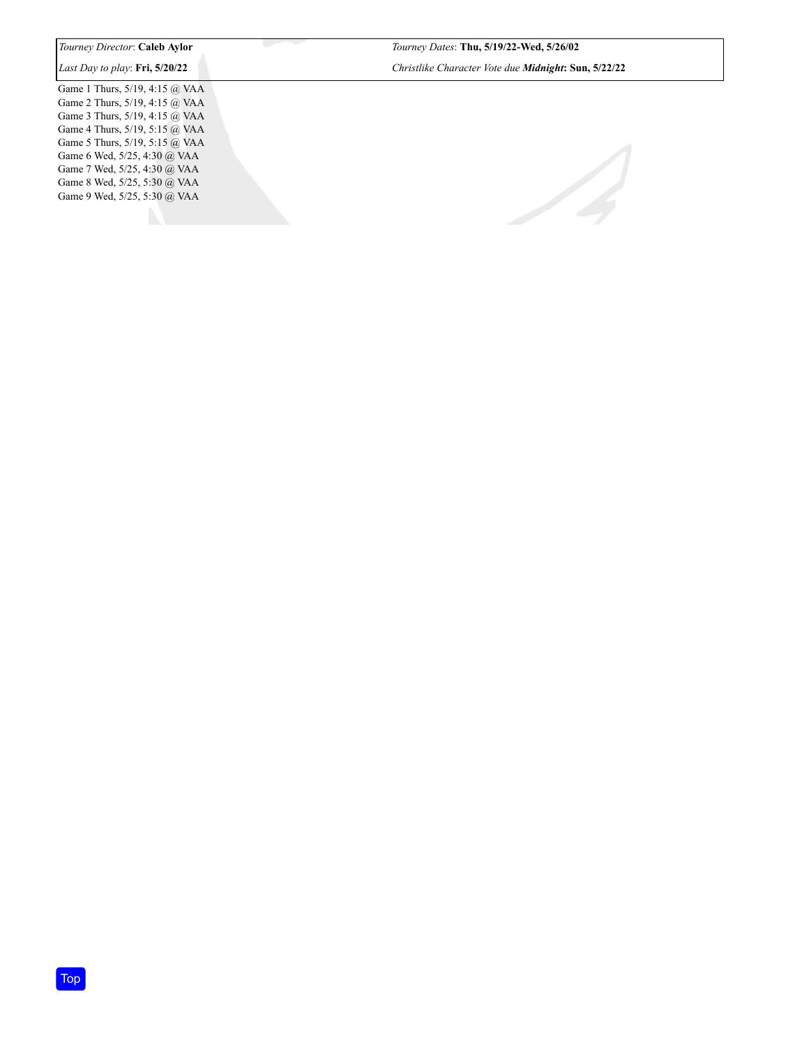| | |
|---|---|
| *Tourney Director*: **Caleb Aylor** | *Tourney Dates*: **Thu, 5/19/22-Wed, 5/26/02** |
| *Last Day to play*: **Fri, 5/20/22** | *Christlike Character Vote due **Midnight***: **Sun, 5/22/22** |

Game 1 Thurs, 5/19, 4:15 @ VAA
Game 2 Thurs, 5/19, 4:15 @ VAA
Game 3 Thurs, 5/19, 4:15 @ VAA
Game 4 Thurs, 5/19, 5:15 @ VAA
Game 5 Thurs, 5/19, 5:15 @ VAA
Game 6 Wed, 5/25, 4:30 @ VAA
Game 7 Wed, 5/25, 4:30 @ VAA
Game 8 Wed, 5/25, 5:30 @ VAA
Game 9 Wed, 5/25, 5:30 @ VAA

Top